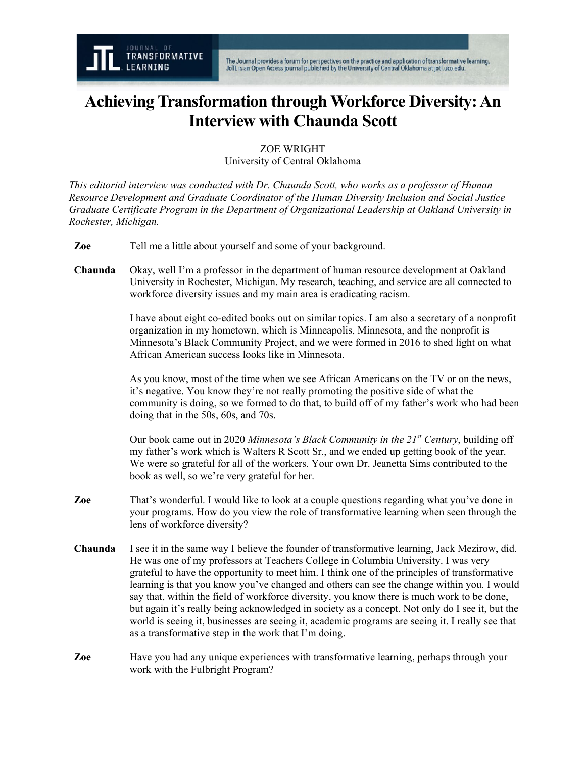# Achieving Transformation through Workforce Diversity: An Interview with Chaunda Scott

ZOE WRIGHT
University of Central Oklahoma

*This editorial interview was conducted with Dr. Chaunda Scott, who works as a professor of Human Resource Development and Graduate Coordinator of the Human Diversity Inclusion and Social Justice Graduate Certificate Program in the Department of Organizational Leadership at Oakland University in Rochester, Michigan.*

**Zoe** Tell me a little about yourself and some of your background.

**Chaunda** Okay, well I'm a professor in the department of human resource development at Oakland University in Rochester, Michigan. My research, teaching, and service are all connected to workforce diversity issues and my main area is eradicating racism.

I have about eight co-edited books out on similar topics. I am also a secretary of a nonprofit organization in my hometown, which is Minneapolis, Minnesota, and the nonprofit is Minnesota's Black Community Project, and we were formed in 2016 to shed light on what African American success looks like in Minnesota.

As you know, most of the time when we see African Americans on the TV or on the news, it's negative. You know they're not really promoting the positive side of what the community is doing, so we formed to do that, to build off of my father's work who had been doing that in the 50s, 60s, and 70s.

Our book came out in 2020 *Minnesota's Black Community in the 21st Century*, building off my father's work which is Walters R Scott Sr., and we ended up getting book of the year. We were so grateful for all of the workers. Your own Dr. Jeanetta Sims contributed to the book as well, so we're very grateful for her.

**Zoe** That's wonderful. I would like to look at a couple questions regarding what you've done in your programs. How do you view the role of transformative learning when seen through the lens of workforce diversity?

**Chaunda** I see it in the same way I believe the founder of transformative learning, Jack Mezirow, did. He was one of my professors at Teachers College in Columbia University. I was very grateful to have the opportunity to meet him. I think one of the principles of transformative learning is that you know you've changed and others can see the change within you. I would say that, within the field of workforce diversity, you know there is much work to be done, but again it's really being acknowledged in society as a concept. Not only do I see it, but the world is seeing it, businesses are seeing it, academic programs are seeing it. I really see that as a transformative step in the work that I'm doing.

**Zoe** Have you had any unique experiences with transformative learning, perhaps through your work with the Fulbright Program?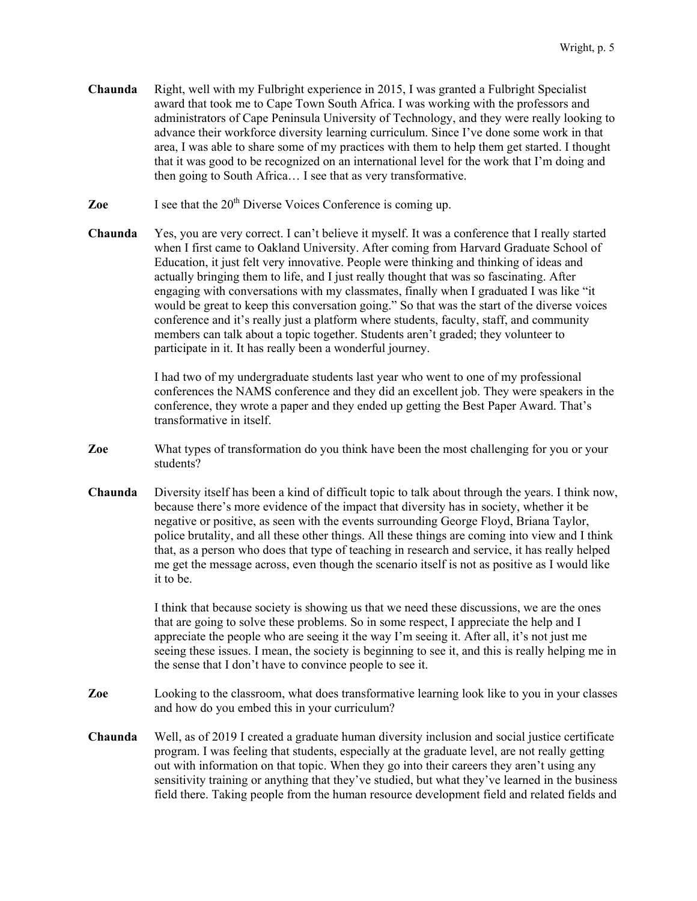**Chaunda** Right, well with my Fulbright experience in 2015, I was granted a Fulbright Specialist award that took me to Cape Town South Africa. I was working with the professors and administrators of Cape Peninsula University of Technology, and they were really looking to advance their workforce diversity learning curriculum. Since I've done some work in that area, I was able to share some of my practices with them to help them get started. I thought that it was good to be recognized on an international level for the work that I'm doing and then going to South Africa… I see that as very transformative.

**Zoe** I see that the 20th Diverse Voices Conference is coming up.

**Chaunda** Yes, you are very correct. I can't believe it myself. It was a conference that I really started when I first came to Oakland University. After coming from Harvard Graduate School of Education, it just felt very innovative. People were thinking and thinking of ideas and actually bringing them to life, and I just really thought that was so fascinating. After engaging with conversations with my classmates, finally when I graduated I was like "it would be great to keep this conversation going." So that was the start of the diverse voices conference and it's really just a platform where students, faculty, staff, and community members can talk about a topic together. Students aren't graded; they volunteer to participate in it. It has really been a wonderful journey.

I had two of my undergraduate students last year who went to one of my professional conferences the NAMS conference and they did an excellent job. They were speakers in the conference, they wrote a paper and they ended up getting the Best Paper Award. That's transformative in itself.

**Zoe** What types of transformation do you think have been the most challenging for you or your students?

**Chaunda** Diversity itself has been a kind of difficult topic to talk about through the years. I think now, because there's more evidence of the impact that diversity has in society, whether it be negative or positive, as seen with the events surrounding George Floyd, Briana Taylor, police brutality, and all these other things. All these things are coming into view and I think that, as a person who does that type of teaching in research and service, it has really helped me get the message across, even though the scenario itself is not as positive as I would like it to be.

I think that because society is showing us that we need these discussions, we are the ones that are going to solve these problems. So in some respect, I appreciate the help and I appreciate the people who are seeing it the way I'm seeing it. After all, it's not just me seeing these issues. I mean, the society is beginning to see it, and this is really helping me in the sense that I don't have to convince people to see it.

**Zoe** Looking to the classroom, what does transformative learning look like to you in your classes and how do you embed this in your curriculum?

**Chaunda** Well, as of 2019 I created a graduate human diversity inclusion and social justice certificate program. I was feeling that students, especially at the graduate level, are not really getting out with information on that topic. When they go into their careers they aren't using any sensitivity training or anything that they've studied, but what they've learned in the business field there. Taking people from the human resource development field and related fields and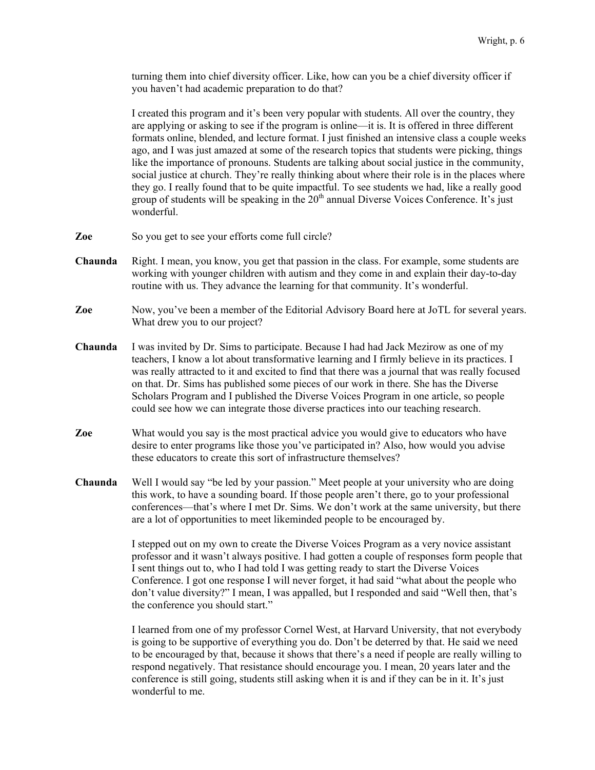turning them into chief diversity officer. Like, how can you be a chief diversity officer if you haven't had academic preparation to do that?

I created this program and it's been very popular with students. All over the country, they are applying or asking to see if the program is online—it is. It is offered in three different formats online, blended, and lecture format. I just finished an intensive class a couple weeks ago, and I was just amazed at some of the research topics that students were picking, things like the importance of pronouns. Students are talking about social justice in the community, social justice at church. They're really thinking about where their role is in the places where they go. I really found that to be quite impactful. To see students we had, like a really good group of students will be speaking in the 20th annual Diverse Voices Conference. It's just wonderful.

**Zoe** So you get to see your efforts come full circle?

**Chaunda** Right. I mean, you know, you get that passion in the class. For example, some students are working with younger children with autism and they come in and explain their day-to-day routine with us. They advance the learning for that community. It's wonderful.

**Zoe** Now, you've been a member of the Editorial Advisory Board here at JoTL for several years. What drew you to our project?

**Chaunda** I was invited by Dr. Sims to participate. Because I had had Jack Mezirow as one of my teachers, I know a lot about transformative learning and I firmly believe in its practices. I was really attracted to it and excited to find that there was a journal that was really focused on that. Dr. Sims has published some pieces of our work in there. She has the Diverse Scholars Program and I published the Diverse Voices Program in one article, so people could see how we can integrate those diverse practices into our teaching research.

**Zoe** What would you say is the most practical advice you would give to educators who have desire to enter programs like those you've participated in? Also, how would you advise these educators to create this sort of infrastructure themselves?

**Chaunda** Well I would say "be led by your passion." Meet people at your university who are doing this work, to have a sounding board. If those people aren't there, go to your professional conferences—that's where I met Dr. Sims. We don't work at the same university, but there are a lot of opportunities to meet likeminded people to be encouraged by.

I stepped out on my own to create the Diverse Voices Program as a very novice assistant professor and it wasn't always positive. I had gotten a couple of responses form people that I sent things out to, who I had told I was getting ready to start the Diverse Voices Conference. I got one response I will never forget, it had said "what about the people who don't value diversity?" I mean, I was appalled, but I responded and said "Well then, that's the conference you should start."

I learned from one of my professor Cornel West, at Harvard University, that not everybody is going to be supportive of everything you do. Don't be deterred by that. He said we need to be encouraged by that, because it shows that there's a need if people are really willing to respond negatively. That resistance should encourage you. I mean, 20 years later and the conference is still going, students still asking when it is and if they can be in it. It's just wonderful to me.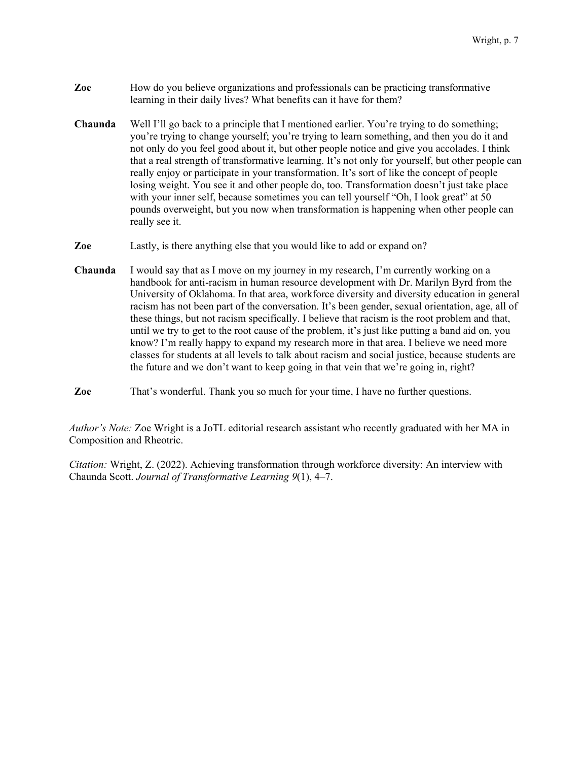**Zoe** How do you believe organizations and professionals can be practicing transformative learning in their daily lives? What benefits can it have for them?

**Chaunda** Well I'll go back to a principle that I mentioned earlier. You're trying to do something; you're trying to change yourself; you're trying to learn something, and then you do it and not only do you feel good about it, but other people notice and give you accolades. I think that a real strength of transformative learning. It's not only for yourself, but other people can really enjoy or participate in your transformation. It's sort of like the concept of people losing weight. You see it and other people do, too. Transformation doesn't just take place with your inner self, because sometimes you can tell yourself "Oh, I look great" at 50 pounds overweight, but you now when transformation is happening when other people can really see it.

**Zoe** Lastly, is there anything else that you would like to add or expand on?

**Chaunda** I would say that as I move on my journey in my research, I'm currently working on a handbook for anti-racism in human resource development with Dr. Marilyn Byrd from the University of Oklahoma. In that area, workforce diversity and diversity education in general racism has not been part of the conversation. It's been gender, sexual orientation, age, all of these things, but not racism specifically. I believe that racism is the root problem and that, until we try to get to the root cause of the problem, it's just like putting a band aid on, you know? I'm really happy to expand my research more in that area. I believe we need more classes for students at all levels to talk about racism and social justice, because students are the future and we don't want to keep going in that vein that we're going in, right?

**Zoe** That's wonderful. Thank you so much for your time, I have no further questions.

*Author's Note:* Zoe Wright is a JoTL editorial research assistant who recently graduated with her MA in Composition and Rheotric.

*Citation:* Wright, Z. (2022). Achieving transformation through workforce diversity: An interview with Chaunda Scott. *Journal of Transformative Learning 9*(1), 4–7.